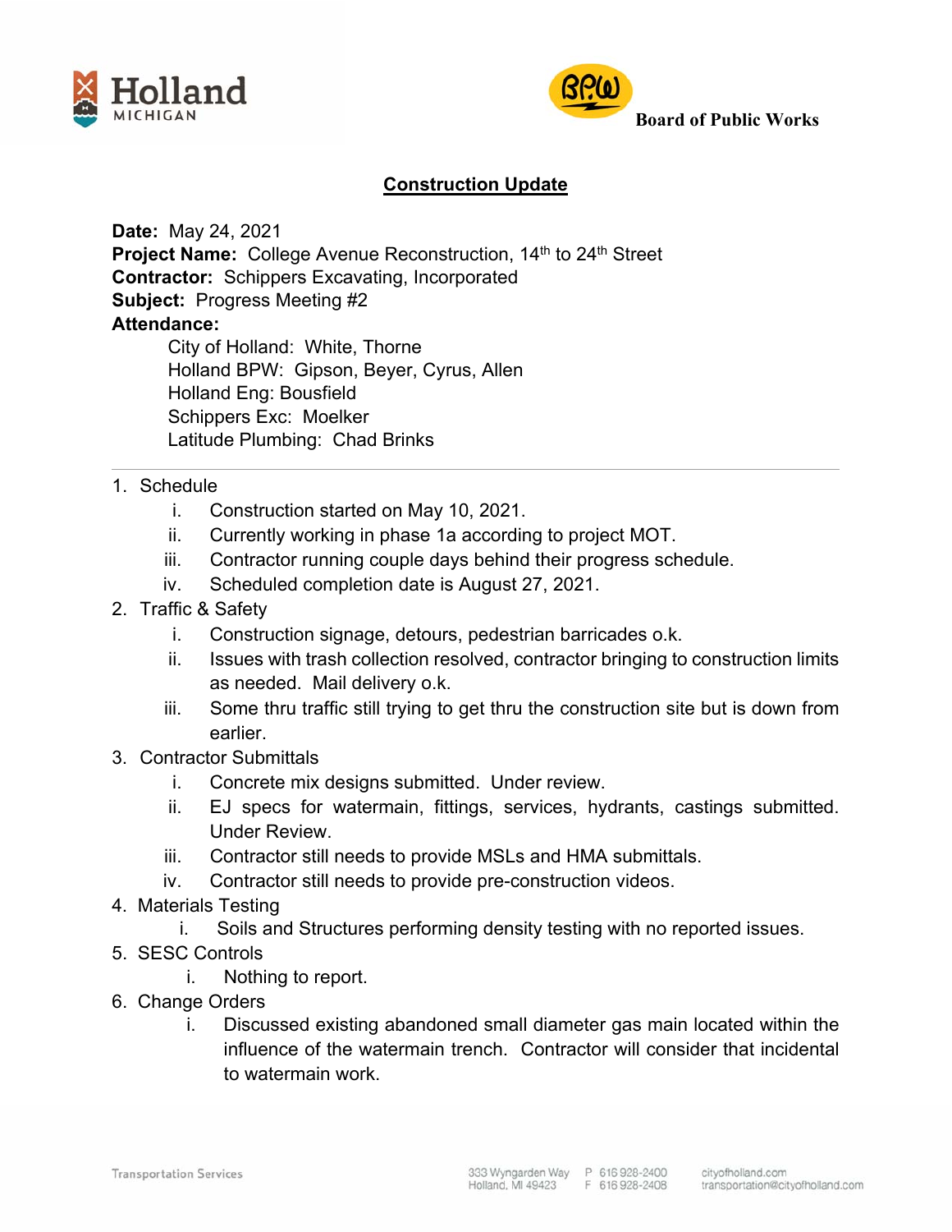Holland MICHIGAN

Board of Public Works

## Construction Update

**Date:** May 24, 2021
**Project Name:** College Avenue Reconstruction, 14th to 24th Street
**Contractor:** Schippers Excavating, Incorporated
**Subject:** Progress Meeting #2
**Attendance:**

City of Holland: White, Thorne
Holland BPW: Gipson, Beyer, Cyrus, Allen
Holland Eng: Bousfield
Schippers Exc: Moelker
Latitude Plumbing: Chad Brinks

---

1. Schedule
   - i. Construction started on May 10, 2021.
   - ii. Currently working in phase 1a according to project MOT.
   - iii. Contractor running couple days behind their progress schedule.
   - iv. Scheduled completion date is August 27, 2021.
2. Traffic & Safety
   - i. Construction signage, detours, pedestrian barricades o.k.
   - ii. Issues with trash collection resolved, contractor bringing to construction limits as needed. Mail delivery o.k.
   - iii. Some thru traffic still trying to get thru the construction site but is down from earlier.
3. Contractor Submittals
   - i. Concrete mix designs submitted. Under review.
   - ii. EJ specs for watermain, fittings, services, hydrants, castings submitted. Under Review.
   - iii. Contractor still needs to provide MSLs and HMA submittals.
   - iv. Contractor still needs to provide pre-construction videos.
4. Materials Testing
   - i. Soils and Structures performing density testing with no reported issues.
5. SESC Controls
   - i. Nothing to report.
6. Change Orders
   - i. Discussed existing abandoned small diameter gas main located within the influence of the watermain trench. Contractor will consider that incidental to watermain work.

Transportation Services

333 Wyngarden Way Holland, MI 49423 P 616 928-2400 F 616 928-2408 cityofholland.com transportation@cityofholland.com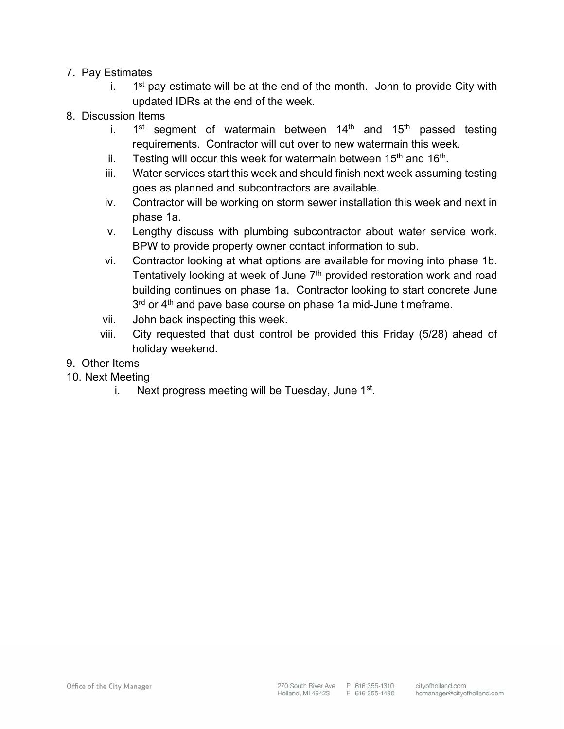7. Pay Estimates
    i. 1st pay estimate will be at the end of the month. John to provide City with updated IDRs at the end of the week.
8. Discussion Items
    i. 1st segment of watermain between 14th and 15th passed testing requirements. Contractor will cut over to new watermain this week.
    ii. Testing will occur this week for watermain between 15th and 16th.
    iii. Water services start this week and should finish next week assuming testing goes as planned and subcontractors are available.
    iv. Contractor will be working on storm sewer installation this week and next in phase 1a.
    v. Lengthy discuss with plumbing subcontractor about water service work. BPW to provide property owner contact information to sub.
    vi. Contractor looking at what options are available for moving into phase 1b. Tentatively looking at week of June 7th provided restoration work and road building continues on phase 1a. Contractor looking to start concrete June 3rd or 4th and pave base course on phase 1a mid-June timeframe.
    vii. John back inspecting this week.
    viii. City requested that dust control be provided this Friday (5/28) ahead of holiday weekend.
9. Other Items
10. Next Meeting
    i. Next progress meeting will be Tuesday, June 1st.